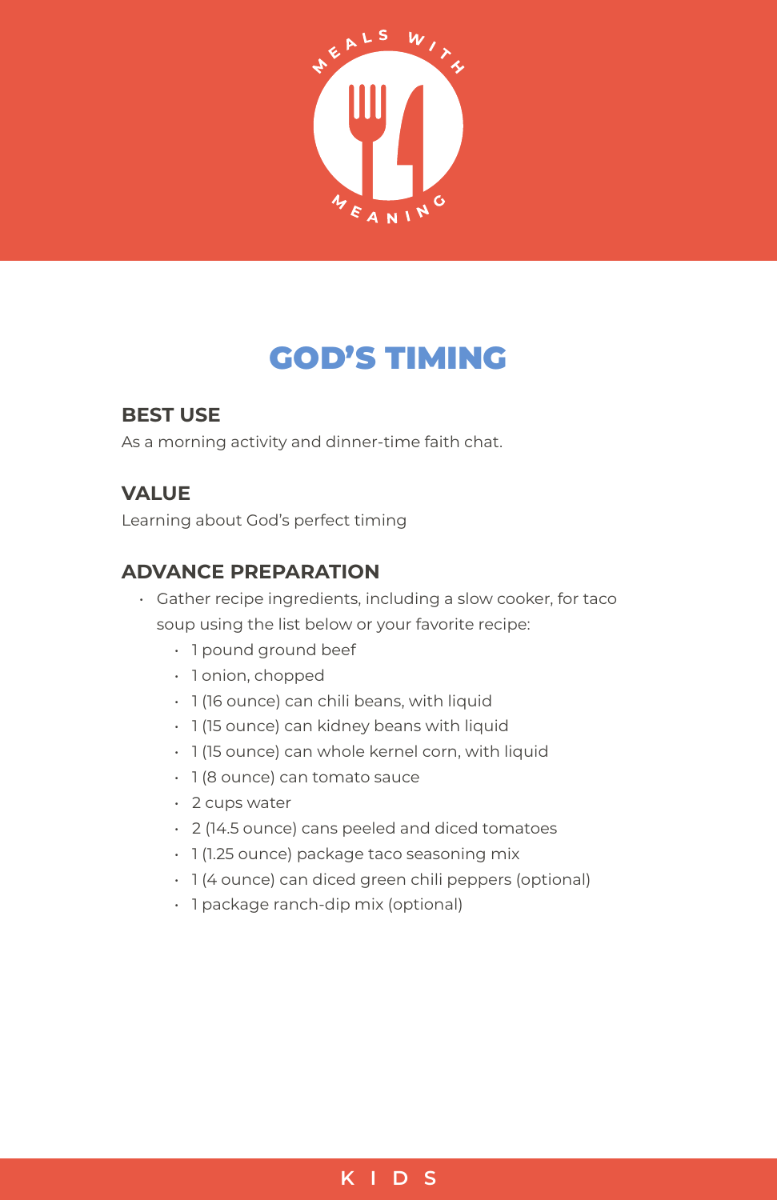# GOD'S TIMING

## BEST USE

As a morning activity and dinner-time faith chat.

## VALUE

Learning about God's perfect timing

## ADVANCE PREPARATION

- Gather recipe ingredients, including a slow cooker, for taco soup using the list below or your favorite recipe:
  - 1 pound ground beef
  - 1 onion, chopped
  - 1 (16 ounce) can chili beans, with liquid
  - 1 (15 ounce) can kidney beans with liquid
  - 1 (15 ounce) can whole kernel corn, with liquid
  - 1 (8 ounce) can tomato sauce
  - 2 cups water
  - 2 (14.5 ounce) cans peeled and diced tomatoes
  - 1 (1.25 ounce) package taco seasoning mix
  - 1 (4 ounce) can diced green chili peppers (optional)
  - 1 package ranch-dip mix (optional)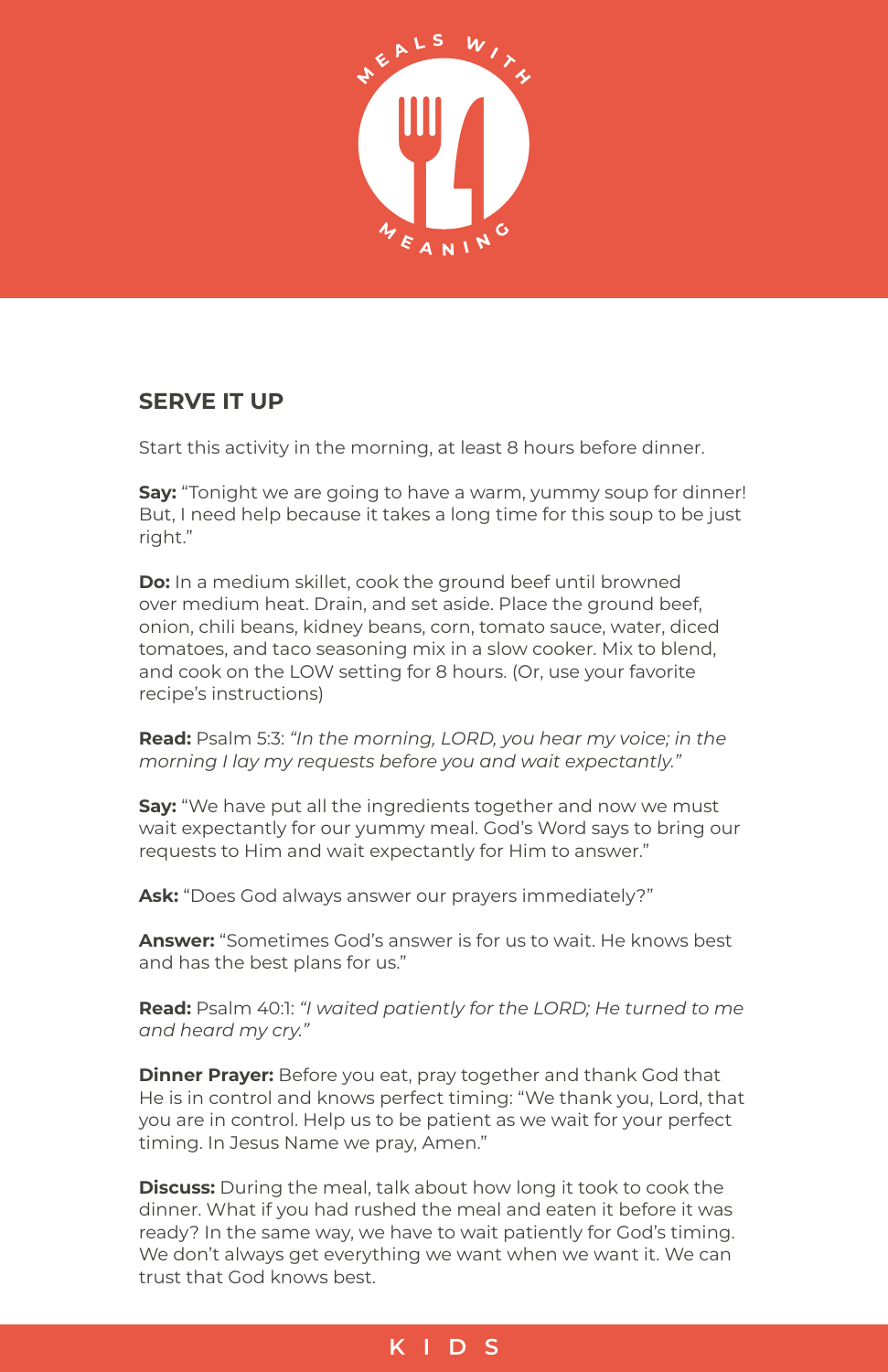## SERVE IT UP

Start this activity in the morning, at least 8 hours before dinner.

**Say:** "Tonight we are going to have a warm, yummy soup for dinner! But, I need help because it takes a long time for this soup to be just right."

**Do:** In a medium skillet, cook the ground beef until browned over medium heat. Drain, and set aside. Place the ground beef, onion, chili beans, kidney beans, corn, tomato sauce, water, diced tomatoes, and taco seasoning mix in a slow cooker. Mix to blend, and cook on the LOW setting for 8 hours. (Or, use your favorite recipe's instructions)

**Read:** Psalm 5:3: *"In the morning, LORD, you hear my voice; in the morning I lay my requests before you and wait expectantly."*

**Say:** "We have put all the ingredients together and now we must wait expectantly for our yummy meal. God's Word says to bring our requests to Him and wait expectantly for Him to answer."

**Ask:** "Does God always answer our prayers immediately?"

**Answer:** "Sometimes God's answer is for us to wait. He knows best and has the best plans for us."

**Read:** Psalm 40:1: *"I waited patiently for the LORD; He turned to me and heard my cry."*

**Dinner Prayer:** Before you eat, pray together and thank God that He is in control and knows perfect timing: "We thank you, Lord, that you are in control. Help us to be patient as we wait for your perfect timing. In Jesus Name we pray, Amen."

**Discuss:** During the meal, talk about how long it took to cook the dinner. What if you had rushed the meal and eaten it before it was ready? In the same way, we have to wait patiently for God's timing. We don't always get everything we want when we want it. We can trust that God knows best.